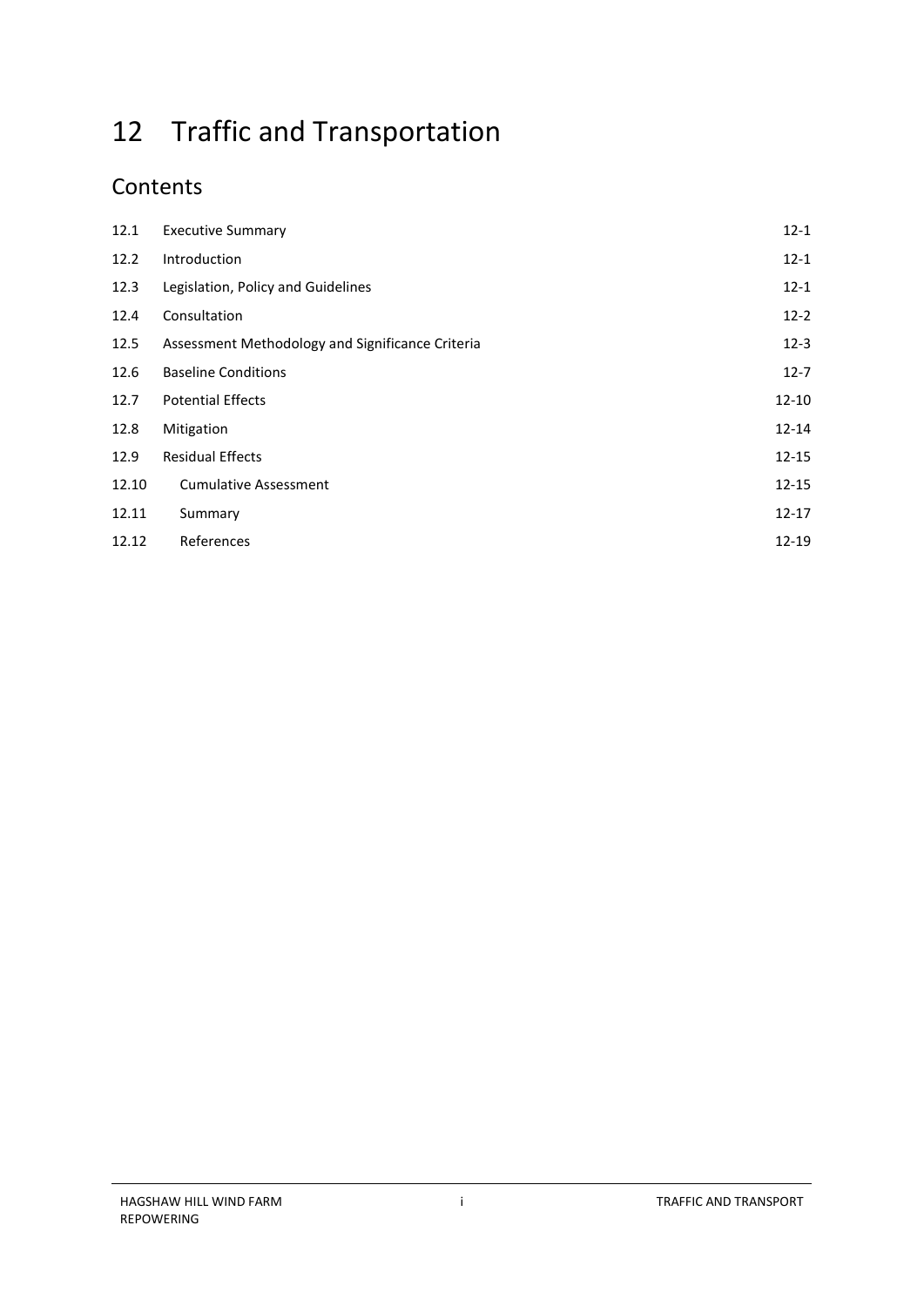# 12 Traffic and Transportation

## Contents

| | | |
|---|---|---|
| 12.1 | Executive Summary | 12-1 |
| 12.2 | Introduction | 12-1 |
| 12.3 | Legislation, Policy and Guidelines | 12-1 |
| 12.4 | Consultation | 12-2 |
| 12.5 | Assessment Methodology and Significance Criteria | 12-3 |
| 12.6 | Baseline Conditions | 12-7 |
| 12.7 | Potential Effects | 12-10 |
| 12.8 | Mitigation | 12-14 |
| 12.9 | Residual Effects | 12-15 |
| 12.10 | Cumulative Assessment | 12-15 |
| 12.11 | Summary | 12-17 |
| 12.12 | References | 12-19 |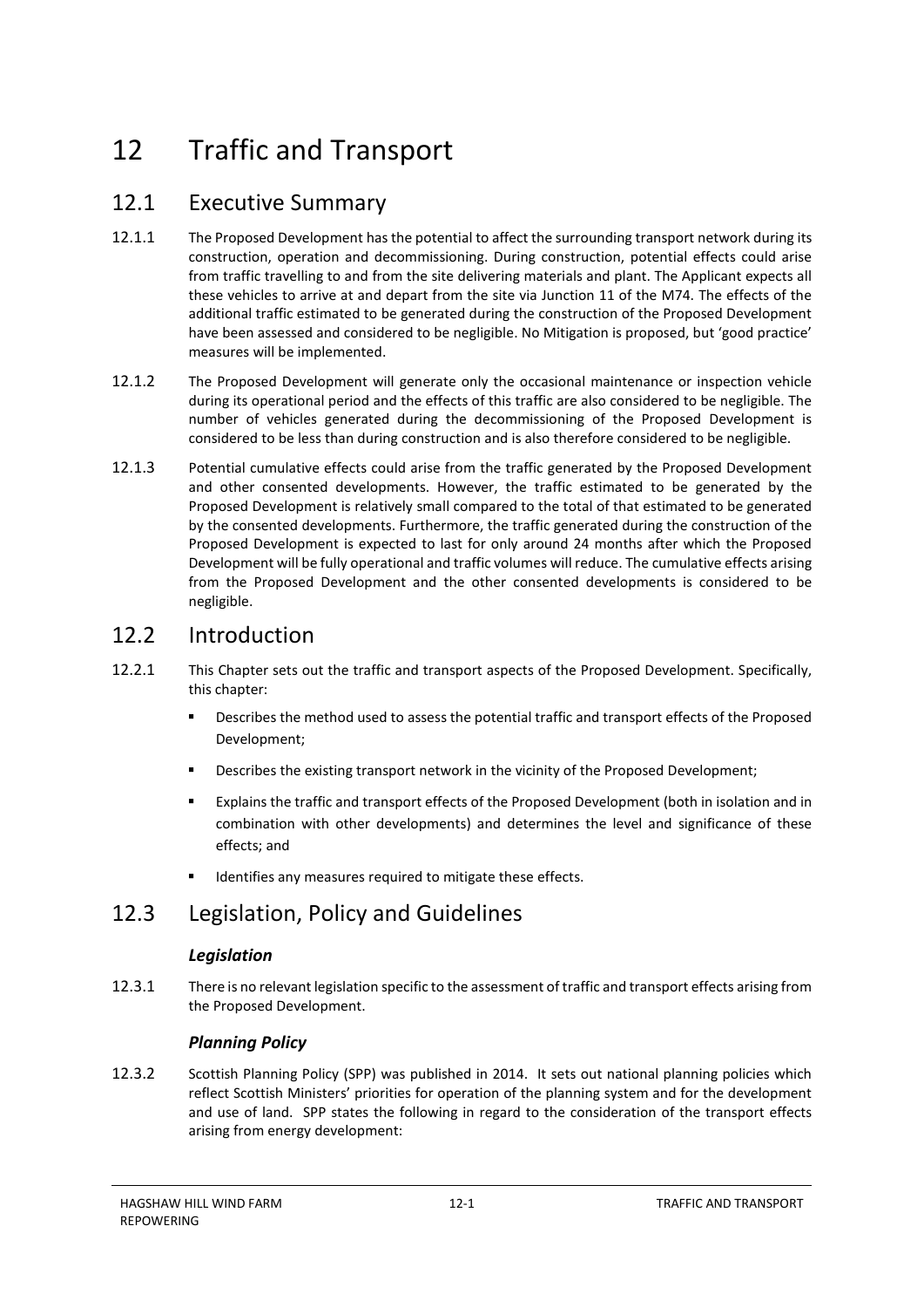# 12 Traffic and Transport

## 12.1 Executive Summary

12.1.1 The Proposed Development has the potential to affect the surrounding transport network during its construction, operation and decommissioning. During construction, potential effects could arise from traffic travelling to and from the site delivering materials and plant. The Applicant expects all these vehicles to arrive at and depart from the site via Junction 11 of the M74. The effects of the additional traffic estimated to be generated during the construction of the Proposed Development have been assessed and considered to be negligible. No Mitigation is proposed, but 'good practice' measures will be implemented.

12.1.2 The Proposed Development will generate only the occasional maintenance or inspection vehicle during its operational period and the effects of this traffic are also considered to be negligible. The number of vehicles generated during the decommissioning of the Proposed Development is considered to be less than during construction and is also therefore considered to be negligible.

12.1.3 Potential cumulative effects could arise from the traffic generated by the Proposed Development and other consented developments. However, the traffic estimated to be generated by the Proposed Development is relatively small compared to the total of that estimated to be generated by the consented developments. Furthermore, the traffic generated during the construction of the Proposed Development is expected to last for only around 24 months after which the Proposed Development will be fully operational and traffic volumes will reduce. The cumulative effects arising from the Proposed Development and the other consented developments is considered to be negligible.

## 12.2 Introduction

12.2.1 This Chapter sets out the traffic and transport aspects of the Proposed Development. Specifically, this chapter:

- Describes the method used to assess the potential traffic and transport effects of the Proposed Development;
- Describes the existing transport network in the vicinity of the Proposed Development;
- Explains the traffic and transport effects of the Proposed Development (both in isolation and in combination with other developments) and determines the level and significance of these effects; and
- Identifies any measures required to mitigate these effects.

## 12.3 Legislation, Policy and Guidelines

### *Legislation*

12.3.1 There is no relevant legislation specific to the assessment of traffic and transport effects arising from the Proposed Development.

### *Planning Policy*

12.3.2 Scottish Planning Policy (SPP) was published in 2014. It sets out national planning policies which reflect Scottish Ministers' priorities for operation of the planning system and for the development and use of land. SPP states the following in regard to the consideration of the transport effects arising from energy development: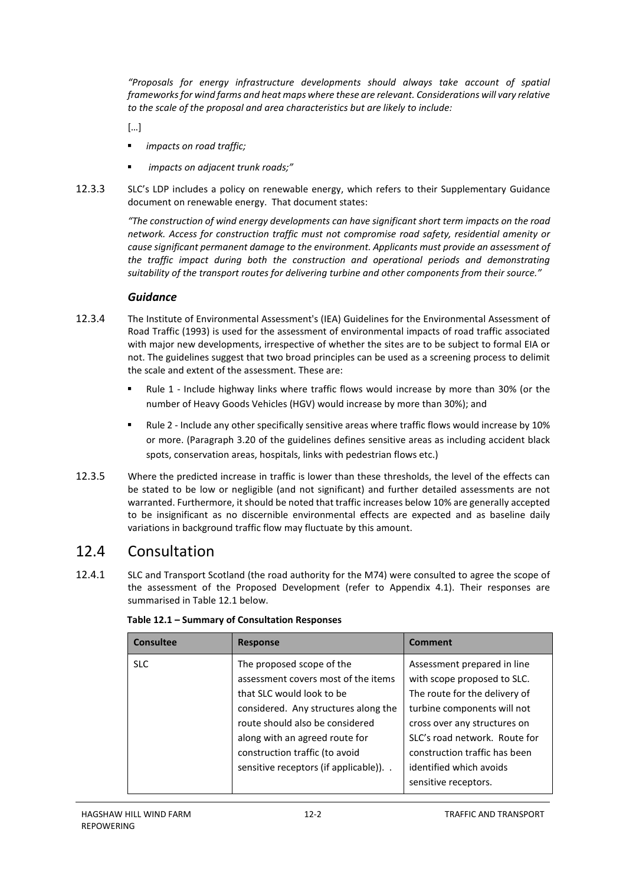*"Proposals for energy infrastructure developments should always take account of spatial frameworks for wind farms and heat maps where these are relevant. Considerations will vary relative to the scale of the proposal and area characteristics but are likely to include:*

[…]

- *impacts on road traffic;*
- *impacts on adjacent trunk roads;"*

12.3.3 SLC's LDP includes a policy on renewable energy, which refers to their Supplementary Guidance document on renewable energy. That document states:

*"The construction of wind energy developments can have significant short term impacts on the road network. Access for construction traffic must not compromise road safety, residential amenity or cause significant permanent damage to the environment. Applicants must provide an assessment of the traffic impact during both the construction and operational periods and demonstrating suitability of the transport routes for delivering turbine and other components from their source."*

### *Guidance*

12.3.4 The Institute of Environmental Assessment's (IEA) Guidelines for the Environmental Assessment of Road Traffic (1993) is used for the assessment of environmental impacts of road traffic associated with major new developments, irrespective of whether the sites are to be subject to formal EIA or not. The guidelines suggest that two broad principles can be used as a screening process to delimit the scale and extent of the assessment. These are:

- Rule 1 - Include highway links where traffic flows would increase by more than 30% (or the number of Heavy Goods Vehicles (HGV) would increase by more than 30%); and
- Rule 2 - Include any other specifically sensitive areas where traffic flows would increase by 10% or more. (Paragraph 3.20 of the guidelines defines sensitive areas as including accident black spots, conservation areas, hospitals, links with pedestrian flows etc.)

12.3.5 Where the predicted increase in traffic is lower than these thresholds, the level of the effects can be stated to be low or negligible (and not significant) and further detailed assessments are not warranted. Furthermore, it should be noted that traffic increases below 10% are generally accepted to be insignificant as no discernible environmental effects are expected and as baseline daily variations in background traffic flow may fluctuate by this amount.

## 12.4 Consultation

12.4.1 SLC and Transport Scotland (the road authority for the M74) were consulted to agree the scope of the assessment of the Proposed Development (refer to Appendix 4.1). Their responses are summarised in Table 12.1 below.

**Table 12.1 – Summary of Consultation Responses**

| Consultee | Response | Comment |
|---|---|---|
| SLC | The proposed scope of the assessment covers most of the items that SLC would look to be considered. Any structures along the route should also be considered along with an agreed route for construction traffic (to avoid sensitive receptors (if applicable)). . | Assessment prepared in line with scope proposed to SLC. The route for the delivery of turbine components will not cross over any structures on SLC's road network. Route for construction traffic has been identified which avoids sensitive receptors. |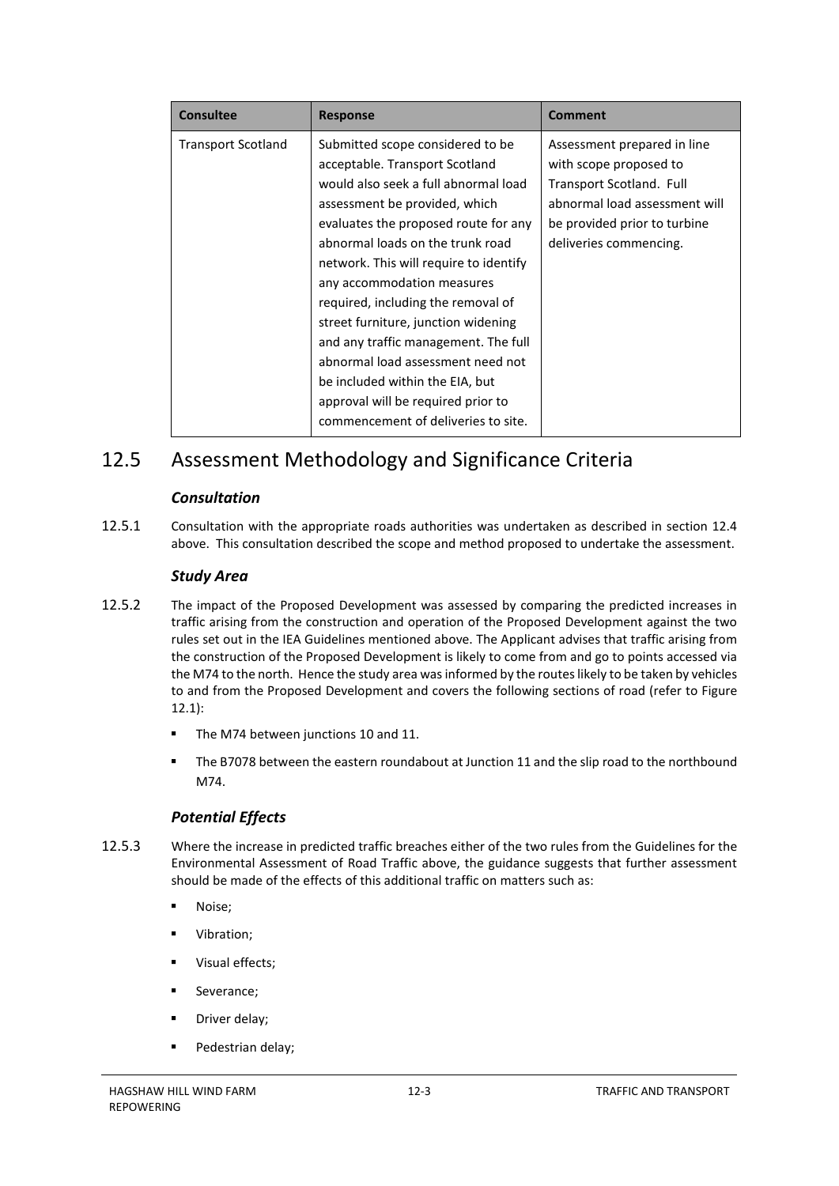| Consultee | Response | Comment |
|---|---|---|
| Transport Scotland | Submitted scope considered to be acceptable. Transport Scotland would also seek a full abnormal load assessment be provided, which evaluates the proposed route for any abnormal loads on the trunk road network. This will require to identify any accommodation measures required, including the removal of street furniture, junction widening and any traffic management. The full abnormal load assessment need not be included within the EIA, but approval will be required prior to commencement of deliveries to site. | Assessment prepared in line with scope proposed to Transport Scotland. Full abnormal load assessment will be provided prior to turbine deliveries commencing. |

## 12.5 Assessment Methodology and Significance Criteria

### *Consultation*

12.5.1 Consultation with the appropriate roads authorities was undertaken as described in section 12.4 above. This consultation described the scope and method proposed to undertake the assessment.

### *Study Area*

12.5.2 The impact of the Proposed Development was assessed by comparing the predicted increases in traffic arising from the construction and operation of the Proposed Development against the two rules set out in the IEA Guidelines mentioned above. The Applicant advises that traffic arising from the construction of the Proposed Development is likely to come from and go to points accessed via the M74 to the north. Hence the study area was informed by the routes likely to be taken by vehicles to and from the Proposed Development and covers the following sections of road (refer to Figure 12.1):

- The M74 between junctions 10 and 11.
- The B7078 between the eastern roundabout at Junction 11 and the slip road to the northbound M74.

### *Potential Effects*

12.5.3 Where the increase in predicted traffic breaches either of the two rules from the Guidelines for the Environmental Assessment of Road Traffic above, the guidance suggests that further assessment should be made of the effects of this additional traffic on matters such as:

- Noise;
- Vibration;
- Visual effects;
- Severance;
- Driver delay;
- Pedestrian delay;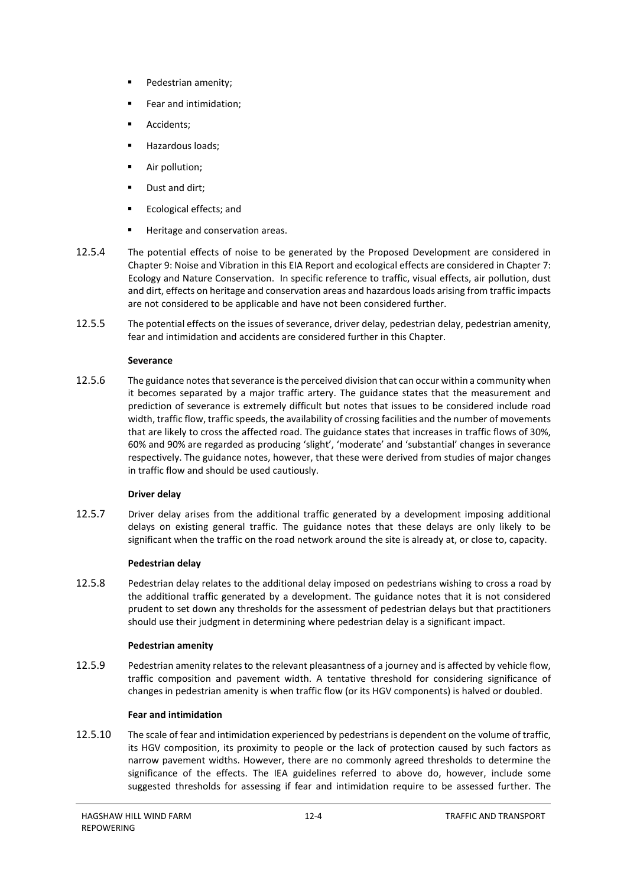- Pedestrian amenity;
- Fear and intimidation;
- Accidents;
- Hazardous loads;
- Air pollution;
- Dust and dirt;
- Ecological effects; and
- Heritage and conservation areas.

12.5.4 The potential effects of noise to be generated by the Proposed Development are considered in Chapter 9: Noise and Vibration in this EIA Report and ecological effects are considered in Chapter 7: Ecology and Nature Conservation. In specific reference to traffic, visual effects, air pollution, dust and dirt, effects on heritage and conservation areas and hazardous loads arising from traffic impacts are not considered to be applicable and have not been considered further.

12.5.5 The potential effects on the issues of severance, driver delay, pedestrian delay, pedestrian amenity, fear and intimidation and accidents are considered further in this Chapter.

**Severance**

12.5.6 The guidance notes that severance is the perceived division that can occur within a community when it becomes separated by a major traffic artery. The guidance states that the measurement and prediction of severance is extremely difficult but notes that issues to be considered include road width, traffic flow, traffic speeds, the availability of crossing facilities and the number of movements that are likely to cross the affected road. The guidance states that increases in traffic flows of 30%, 60% and 90% are regarded as producing 'slight', 'moderate' and 'substantial' changes in severance respectively. The guidance notes, however, that these were derived from studies of major changes in traffic flow and should be used cautiously.

**Driver delay**

12.5.7 Driver delay arises from the additional traffic generated by a development imposing additional delays on existing general traffic. The guidance notes that these delays are only likely to be significant when the traffic on the road network around the site is already at, or close to, capacity.

**Pedestrian delay**

12.5.8 Pedestrian delay relates to the additional delay imposed on pedestrians wishing to cross a road by the additional traffic generated by a development. The guidance notes that it is not considered prudent to set down any thresholds for the assessment of pedestrian delays but that practitioners should use their judgment in determining where pedestrian delay is a significant impact.

**Pedestrian amenity**

12.5.9 Pedestrian amenity relates to the relevant pleasantness of a journey and is affected by vehicle flow, traffic composition and pavement width. A tentative threshold for considering significance of changes in pedestrian amenity is when traffic flow (or its HGV components) is halved or doubled.

**Fear and intimidation**

12.5.10 The scale of fear and intimidation experienced by pedestrians is dependent on the volume of traffic, its HGV composition, its proximity to people or the lack of protection caused by such factors as narrow pavement widths. However, there are no commonly agreed thresholds to determine the significance of the effects. The IEA guidelines referred to above do, however, include some suggested thresholds for assessing if fear and intimidation require to be assessed further. The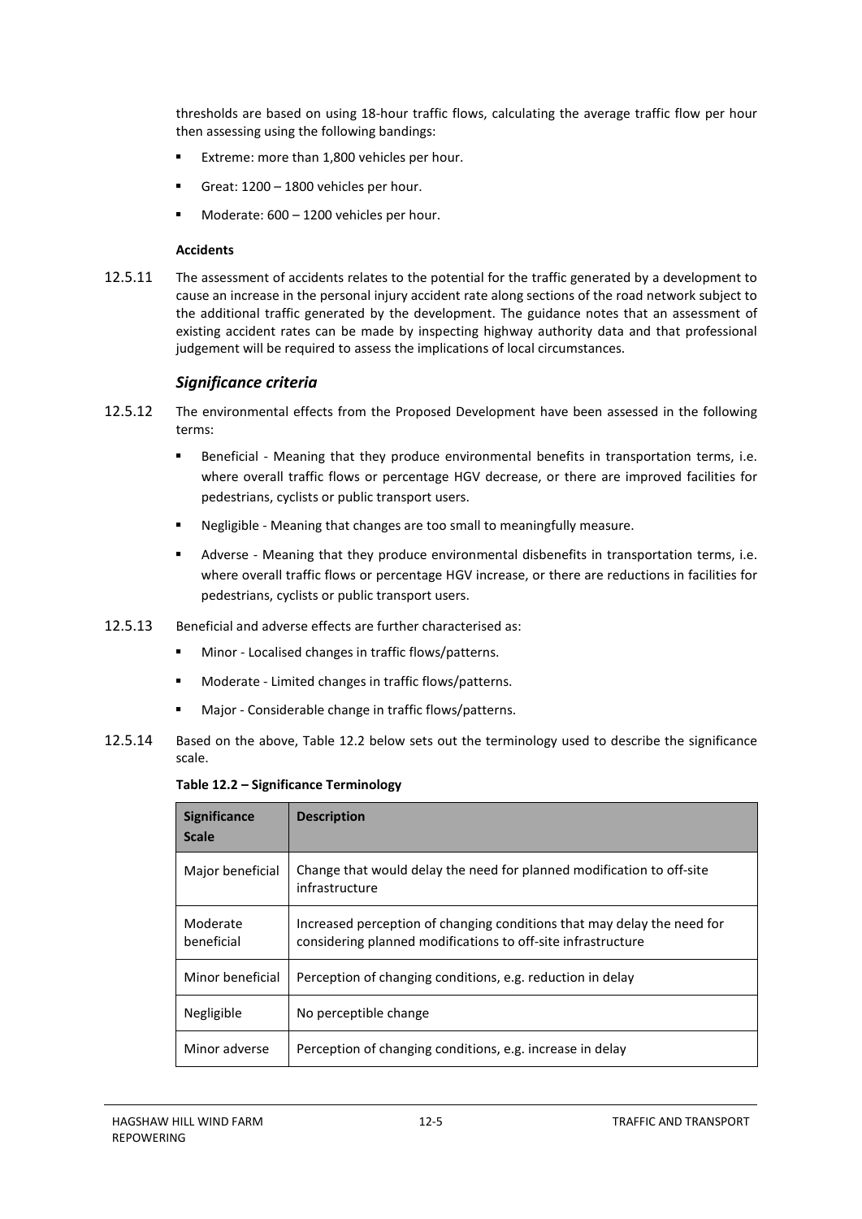thresholds are based on using 18-hour traffic flows, calculating the average traffic flow per hour then assessing using the following bandings:

- Extreme: more than 1,800 vehicles per hour.
- Great: 1200 – 1800 vehicles per hour.
- Moderate: 600 – 1200 vehicles per hour.

**Accidents**

12.5.11 The assessment of accidents relates to the potential for the traffic generated by a development to cause an increase in the personal injury accident rate along sections of the road network subject to the additional traffic generated by the development. The guidance notes that an assessment of existing accident rates can be made by inspecting highway authority data and that professional judgement will be required to assess the implications of local circumstances.

### *Significance criteria*

12.5.12 The environmental effects from the Proposed Development have been assessed in the following terms:

- Beneficial - Meaning that they produce environmental benefits in transportation terms, i.e. where overall traffic flows or percentage HGV decrease, or there are improved facilities for pedestrians, cyclists or public transport users.
- Negligible - Meaning that changes are too small to meaningfully measure.
- Adverse - Meaning that they produce environmental disbenefits in transportation terms, i.e. where overall traffic flows or percentage HGV increase, or there are reductions in facilities for pedestrians, cyclists or public transport users.

12.5.13 Beneficial and adverse effects are further characterised as:

- Minor - Localised changes in traffic flows/patterns.
- Moderate - Limited changes in traffic flows/patterns.
- Major - Considerable change in traffic flows/patterns.

12.5.14 Based on the above, Table 12.2 below sets out the terminology used to describe the significance scale.

**Table 12.2 – Significance Terminology**

| Significance Scale | Description |
|---|---|
| Major beneficial | Change that would delay the need for planned modification to off-site infrastructure |
| Moderate beneficial | Increased perception of changing conditions that may delay the need for considering planned modifications to off-site infrastructure |
| Minor beneficial | Perception of changing conditions, e.g. reduction in delay |
| Negligible | No perceptible change |
| Minor adverse | Perception of changing conditions, e.g. increase in delay |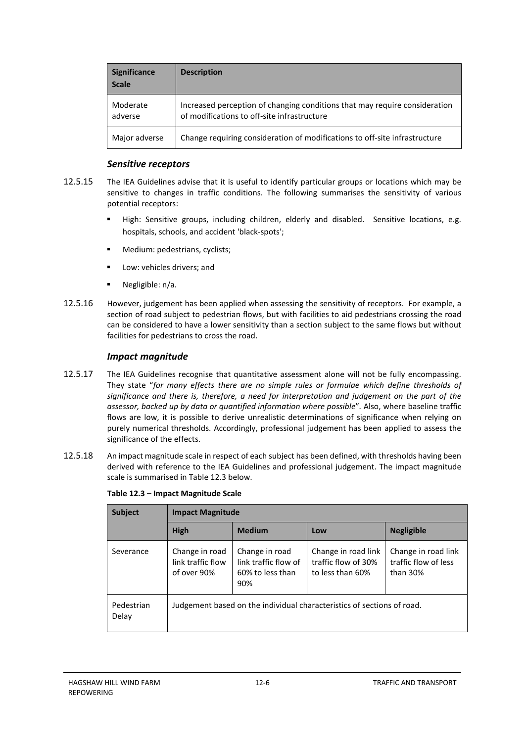| Significance Scale | Description |
|---|---|
| Moderate adverse | Increased perception of changing conditions that may require consideration of modifications to off-site infrastructure |
| Major adverse | Change requiring consideration of modifications to off-site infrastructure |

### *Sensitive receptors*

12.5.15 The IEA Guidelines advise that it is useful to identify particular groups or locations which may be sensitive to changes in traffic conditions. The following summarises the sensitivity of various potential receptors:

- High: Sensitive groups, including children, elderly and disabled. Sensitive locations, e.g. hospitals, schools, and accident 'black-spots';
- Medium: pedestrians, cyclists;
- Low: vehicles drivers; and
- Negligible: n/a.

12.5.16 However, judgement has been applied when assessing the sensitivity of receptors. For example, a section of road subject to pedestrian flows, but with facilities to aid pedestrians crossing the road can be considered to have a lower sensitivity than a section subject to the same flows but without facilities for pedestrians to cross the road.

### *Impact magnitude*

12.5.17 The IEA Guidelines recognise that quantitative assessment alone will not be fully encompassing. They state "*for many effects there are no simple rules or formulae which define thresholds of significance and there is, therefore, a need for interpretation and judgement on the part of the assessor, backed up by data or quantified information where possible*". Also, where baseline traffic flows are low, it is possible to derive unrealistic determinations of significance when relying on purely numerical thresholds. Accordingly, professional judgement has been applied to assess the significance of the effects.

12.5.18 An impact magnitude scale in respect of each subject has been defined, with thresholds having been derived with reference to the IEA Guidelines and professional judgement. The impact magnitude scale is summarised in Table 12.3 below.

**Table 12.3 – Impact Magnitude Scale**

| Subject | Impact Magnitude | | | |
|---|---|---|---|---|
| | **High** | **Medium** | **Low** | **Negligible** |
| Severance | Change in road link traffic flow of over 90% | Change in road link traffic flow of 60% to less than 90% | Change in road link traffic flow of 30% to less than 60% | Change in road link traffic flow of less than 30% |
| Pedestrian Delay | Judgement based on the individual characteristics of sections of road. | | | |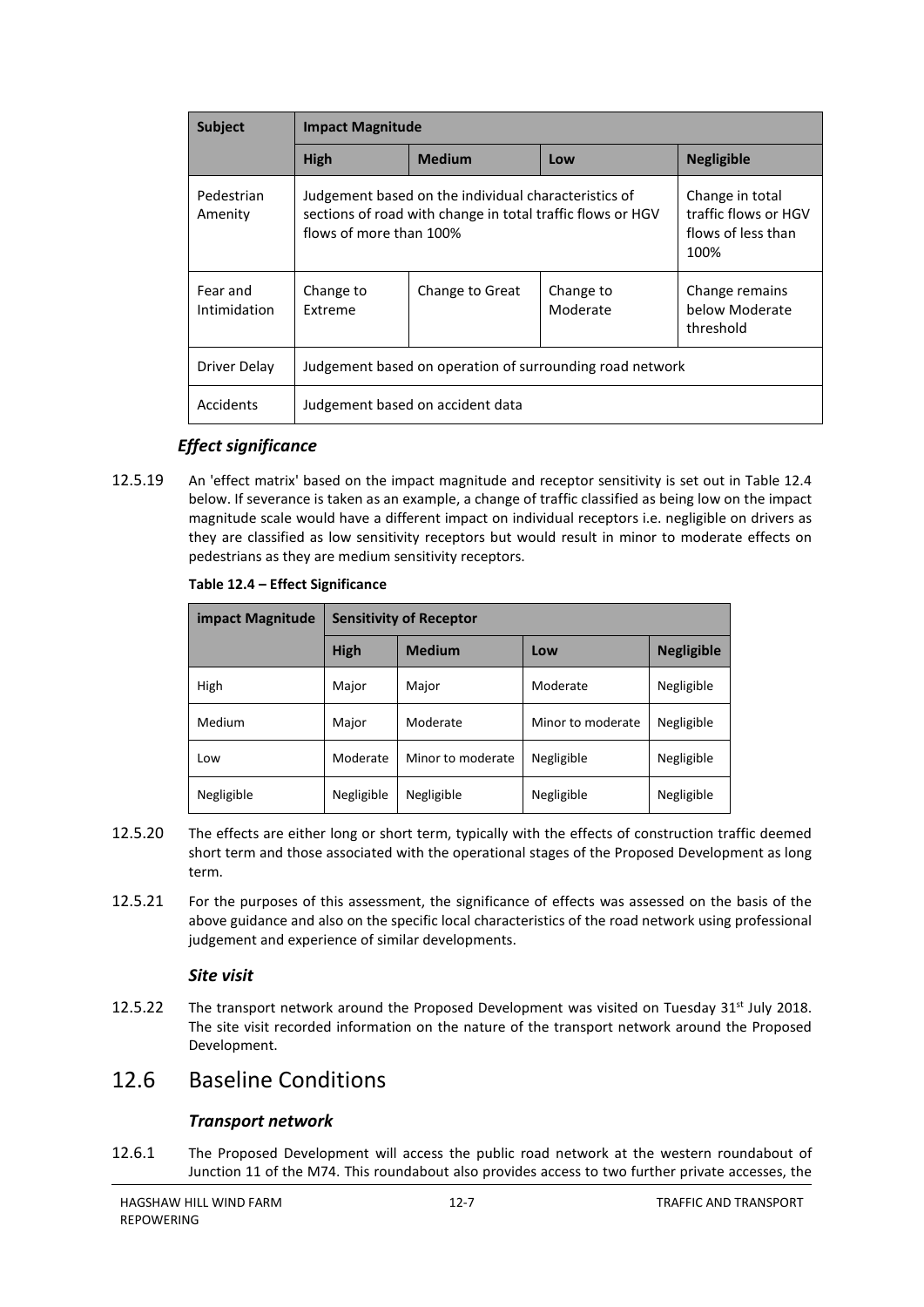| Subject | Impact Magnitude | | | |
|---|---|---|---|---|
| | **High** | **Medium** | **Low** | **Negligible** |
| Pedestrian Amenity | Judgement based on the individual characteristics of sections of road with change in total traffic flows or HGV flows of more than 100% | | | Change in total traffic flows or HGV flows of less than 100% |
| Fear and Intimidation | Change to Extreme | Change to Great | Change to Moderate | Change remains below Moderate threshold |
| Driver Delay | Judgement based on operation of surrounding road network | | | |
| Accidents | Judgement based on accident data | | | |

### *Effect significance*

12.5.19 An 'effect matrix' based on the impact magnitude and receptor sensitivity is set out in Table 12.4 below. If severance is taken as an example, a change of traffic classified as being low on the impact magnitude scale would have a different impact on individual receptors i.e. negligible on drivers as they are classified as low sensitivity receptors but would result in minor to moderate effects on pedestrians as they are medium sensitivity receptors.

**Table 12.4 – Effect Significance**

| impact Magnitude | Sensitivity of Receptor | | | |
|---|---|---|---|---|
| | **High** | **Medium** | **Low** | **Negligible** |
| High | Major | Major | Moderate | Negligible |
| Medium | Major | Moderate | Minor to moderate | Negligible |
| Low | Moderate | Minor to moderate | Negligible | Negligible |
| Negligible | Negligible | Negligible | Negligible | Negligible |

12.5.20 The effects are either long or short term, typically with the effects of construction traffic deemed short term and those associated with the operational stages of the Proposed Development as long term.

12.5.21 For the purposes of this assessment, the significance of effects was assessed on the basis of the above guidance and also on the specific local characteristics of the road network using professional judgement and experience of similar developments.

### *Site visit*

12.5.22 The transport network around the Proposed Development was visited on Tuesday 31st July 2018. The site visit recorded information on the nature of the transport network around the Proposed Development.

## 12.6 Baseline Conditions

### *Transport network*

12.6.1 The Proposed Development will access the public road network at the western roundabout of Junction 11 of the M74. This roundabout also provides access to two further private accesses, the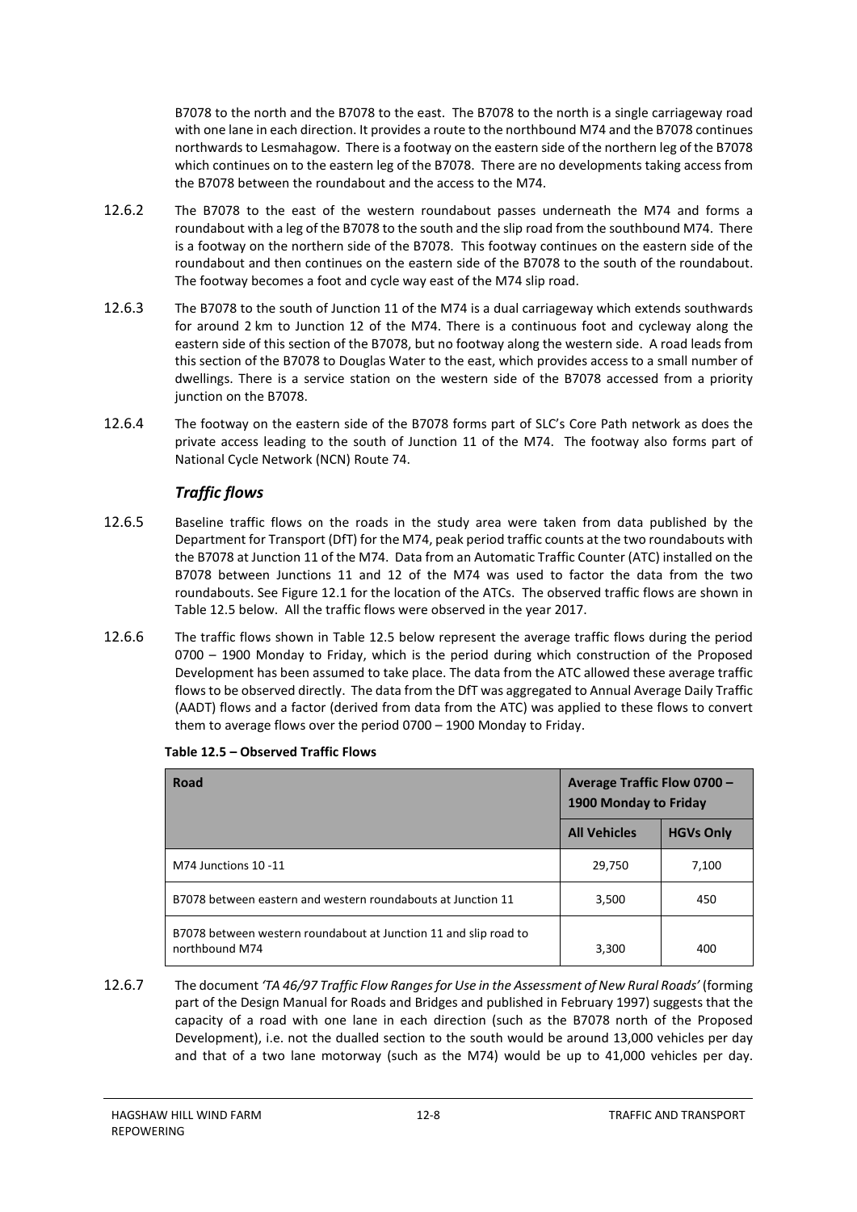B7078 to the north and the B7078 to the east. The B7078 to the north is a single carriageway road with one lane in each direction. It provides a route to the northbound M74 and the B7078 continues northwards to Lesmahagow. There is a footway on the eastern side of the northern leg of the B7078 which continues on to the eastern leg of the B7078. There are no developments taking access from the B7078 between the roundabout and the access to the M74.

12.6.2 The B7078 to the east of the western roundabout passes underneath the M74 and forms a roundabout with a leg of the B7078 to the south and the slip road from the southbound M74. There is a footway on the northern side of the B7078. This footway continues on the eastern side of the roundabout and then continues on the eastern side of the B7078 to the south of the roundabout. The footway becomes a foot and cycle way east of the M74 slip road.

12.6.3 The B7078 to the south of Junction 11 of the M74 is a dual carriageway which extends southwards for around 2 km to Junction 12 of the M74. There is a continuous foot and cycleway along the eastern side of this section of the B7078, but no footway along the western side. A road leads from this section of the B7078 to Douglas Water to the east, which provides access to a small number of dwellings. There is a service station on the western side of the B7078 accessed from a priority junction on the B7078.

12.6.4 The footway on the eastern side of the B7078 forms part of SLC's Core Path network as does the private access leading to the south of Junction 11 of the M74. The footway also forms part of National Cycle Network (NCN) Route 74.

### *Traffic flows*

12.6.5 Baseline traffic flows on the roads in the study area were taken from data published by the Department for Transport (DfT) for the M74, peak period traffic counts at the two roundabouts with the B7078 at Junction 11 of the M74. Data from an Automatic Traffic Counter (ATC) installed on the B7078 between Junctions 11 and 12 of the M74 was used to factor the data from the two roundabouts. See Figure 12.1 for the location of the ATCs. The observed traffic flows are shown in Table 12.5 below. All the traffic flows were observed in the year 2017.

12.6.6 The traffic flows shown in Table 12.5 below represent the average traffic flows during the period 0700 – 1900 Monday to Friday, which is the period during which construction of the Proposed Development has been assumed to take place. The data from the ATC allowed these average traffic flows to be observed directly. The data from the DfT was aggregated to Annual Average Daily Traffic (AADT) flows and a factor (derived from data from the ATC) was applied to these flows to convert them to average flows over the period 0700 – 1900 Monday to Friday.

**Table 12.5 – Observed Traffic Flows**

| Road | Average Traffic Flow 0700 – 1900 Monday to Friday | |
|---|---|---|
| | **All Vehicles** | **HGVs Only** |
| M74 Junctions 10 -11 | 29,750 | 7,100 |
| B7078 between eastern and western roundabouts at Junction 11 | 3,500 | 450 |
| B7078 between western roundabout at Junction 11 and slip road to northbound M74 | 3,300 | 400 |

12.6.7 The document *'TA 46/97 Traffic Flow Ranges for Use in the Assessment of New Rural Roads'* (forming part of the Design Manual for Roads and Bridges and published in February 1997) suggests that the capacity of a road with one lane in each direction (such as the B7078 north of the Proposed Development), i.e. not the dualled section to the south would be around 13,000 vehicles per day and that of a two lane motorway (such as the M74) would be up to 41,000 vehicles per day.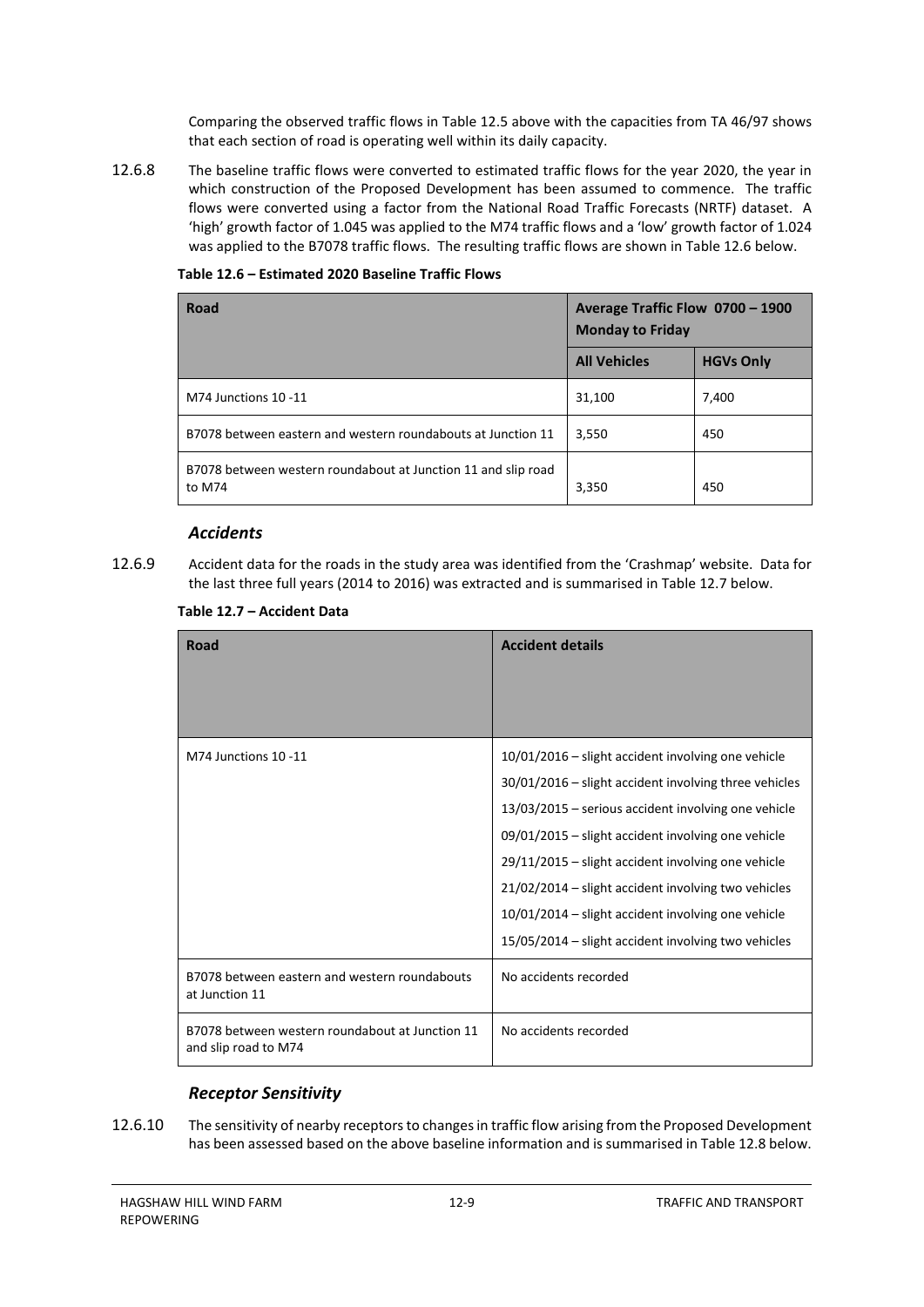Comparing the observed traffic flows in Table 12.5 above with the capacities from TA 46/97 shows that each section of road is operating well within its daily capacity.

12.6.8 The baseline traffic flows were converted to estimated traffic flows for the year 2020, the year in which construction of the Proposed Development has been assumed to commence. The traffic flows were converted using a factor from the National Road Traffic Forecasts (NRTF) dataset. A 'high' growth factor of 1.045 was applied to the M74 traffic flows and a 'low' growth factor of 1.024 was applied to the B7078 traffic flows. The resulting traffic flows are shown in Table 12.6 below.

**Table 12.6 – Estimated 2020 Baseline Traffic Flows**

| Road | Average Traffic Flow 0700 – 1900 Monday to Friday | |
|---|---|---|
| | **All Vehicles** | **HGVs Only** |
| M74 Junctions 10 -11 | 31,100 | 7,400 |
| B7078 between eastern and western roundabouts at Junction 11 | 3,550 | 450 |
| B7078 between western roundabout at Junction 11 and slip road to M74 | 3,350 | 450 |

### *Accidents*

12.6.9 Accident data for the roads in the study area was identified from the 'Crashmap' website. Data for the last three full years (2014 to 2016) was extracted and is summarised in Table 12.7 below.

**Table 12.7 – Accident Data**

| Road | Accident details |
|---|---|
| M74 Junctions 10 -11 | 10/01/2016 – slight accident involving one vehicle<br>30/01/2016 – slight accident involving three vehicles<br>13/03/2015 – serious accident involving one vehicle<br>09/01/2015 – slight accident involving one vehicle<br>29/11/2015 – slight accident involving one vehicle<br>21/02/2014 – slight accident involving two vehicles<br>10/01/2014 – slight accident involving one vehicle<br>15/05/2014 – slight accident involving two vehicles |
| B7078 between eastern and western roundabouts at Junction 11 | No accidents recorded |
| B7078 between western roundabout at Junction 11 and slip road to M74 | No accidents recorded |

### *Receptor Sensitivity*

12.6.10 The sensitivity of nearby receptors to changes in traffic flow arising from the Proposed Development has been assessed based on the above baseline information and is summarised in Table 12.8 below.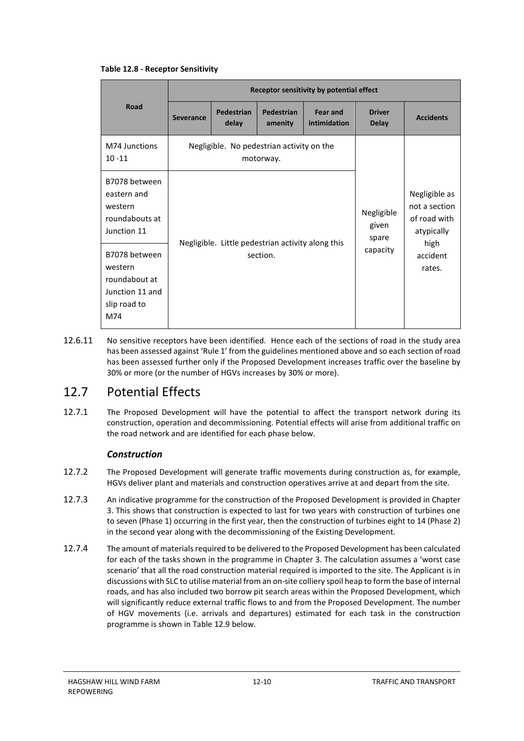**Table 12.8 - Receptor Sensitivity**

| Road | Receptor sensitivity by potential effect | | | | | |
|---|---|---|---|---|---|---|
| | Severance | Pedestrian delay | Pedestrian amenity | Fear and intimidation | Driver Delay | Accidents |
| M74 Junctions 10 -11 | Negligible. No pedestrian activity on the motorway. | | | | Negligible given spare capacity | Negligible as not a section of road with atypically high accident rates. |
| B7078 between eastern and western roundabouts at Junction 11 | Negligible. Little pedestrian activity along this section. | | | | | |
| B7078 between western roundabout at Junction 11 and slip road to M74 | | | | | | |

12.6.11 No sensitive receptors have been identified. Hence each of the sections of road in the study area has been assessed against 'Rule 1' from the guidelines mentioned above and so each section of road has been assessed further only if the Proposed Development increases traffic over the baseline by 30% or more (or the number of HGVs increases by 30% or more).

## 12.7 Potential Effects

12.7.1 The Proposed Development will have the potential to affect the transport network during its construction, operation and decommissioning. Potential effects will arise from additional traffic on the road network and are identified for each phase below.

### *Construction*

12.7.2 The Proposed Development will generate traffic movements during construction as, for example, HGVs deliver plant and materials and construction operatives arrive at and depart from the site.

12.7.3 An indicative programme for the construction of the Proposed Development is provided in Chapter 3. This shows that construction is expected to last for two years with construction of turbines one to seven (Phase 1) occurring in the first year, then the construction of turbines eight to 14 (Phase 2) in the second year along with the decommissioning of the Existing Development.

12.7.4 The amount of materials required to be delivered to the Proposed Development has been calculated for each of the tasks shown in the programme in Chapter 3. The calculation assumes a 'worst case scenario' that all the road construction material required is imported to the site. The Applicant is in discussions with SLC to utilise material from an on-site colliery spoil heap to form the base of internal roads, and has also included two borrow pit search areas within the Proposed Development, which will significantly reduce external traffic flows to and from the Proposed Development. The number of HGV movements (i.e. arrivals and departures) estimated for each task in the construction programme is shown in Table 12.9 below.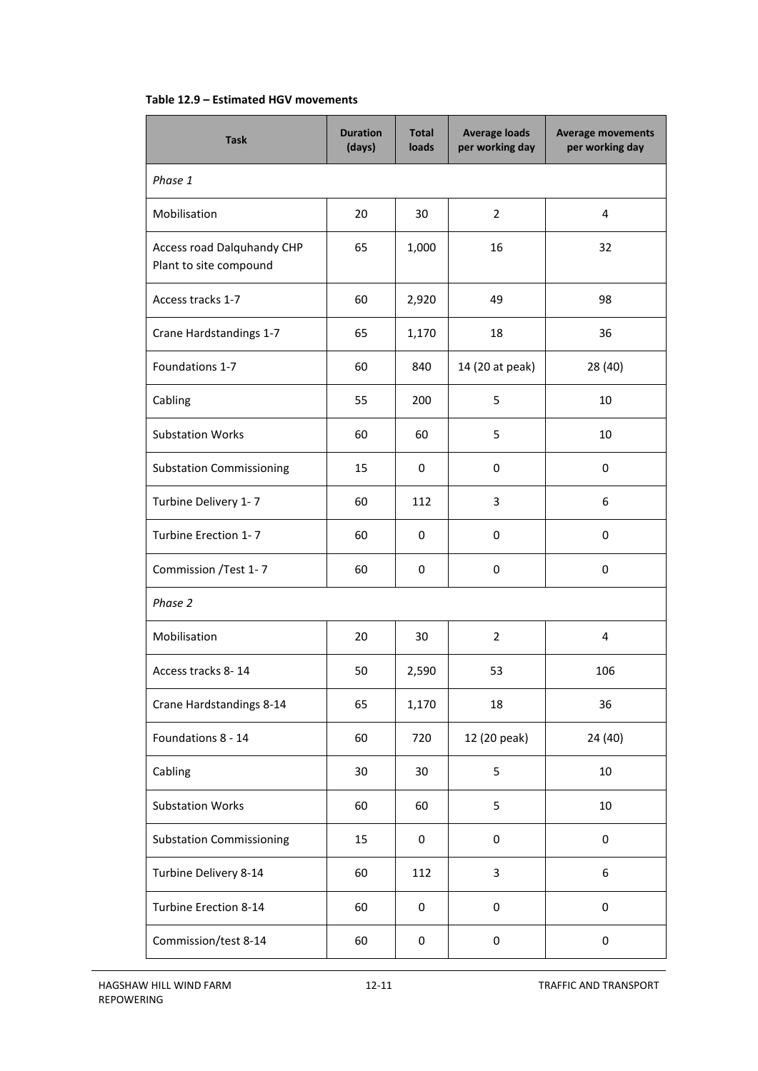**Table 12.9 – Estimated HGV movements**

| Task | Duration (days) | Total loads | Average loads per working day | Average movements per working day |
|---|---|---|---|---|
| *Phase 1* | | | | |
| Mobilisation | 20 | 30 | 2 | 4 |
| Access road Dalquhandy CHP Plant to site compound | 65 | 1,000 | 16 | 32 |
| Access tracks 1-7 | 60 | 2,920 | 49 | 98 |
| Crane Hardstandings 1-7 | 65 | 1,170 | 18 | 36 |
| Foundations 1-7 | 60 | 840 | 14 (20 at peak) | 28 (40) |
| Cabling | 55 | 200 | 5 | 10 |
| Substation Works | 60 | 60 | 5 | 10 |
| Substation Commissioning | 15 | 0 | 0 | 0 |
| Turbine Delivery 1- 7 | 60 | 112 | 3 | 6 |
| Turbine Erection 1- 7 | 60 | 0 | 0 | 0 |
| Commission /Test 1- 7 | 60 | 0 | 0 | 0 |
| *Phase 2* | | | | |
| Mobilisation | 20 | 30 | 2 | 4 |
| Access tracks 8- 14 | 50 | 2,590 | 53 | 106 |
| Crane Hardstandings 8-14 | 65 | 1,170 | 18 | 36 |
| Foundations 8 - 14 | 60 | 720 | 12 (20 peak) | 24 (40) |
| Cabling | 30 | 30 | 5 | 10 |
| Substation Works | 60 | 60 | 5 | 10 |
| Substation Commissioning | 15 | 0 | 0 | 0 |
| Turbine Delivery 8-14 | 60 | 112 | 3 | 6 |
| Turbine Erection 8-14 | 60 | 0 | 0 | 0 |
| Commission/test 8-14 | 60 | 0 | 0 | 0 |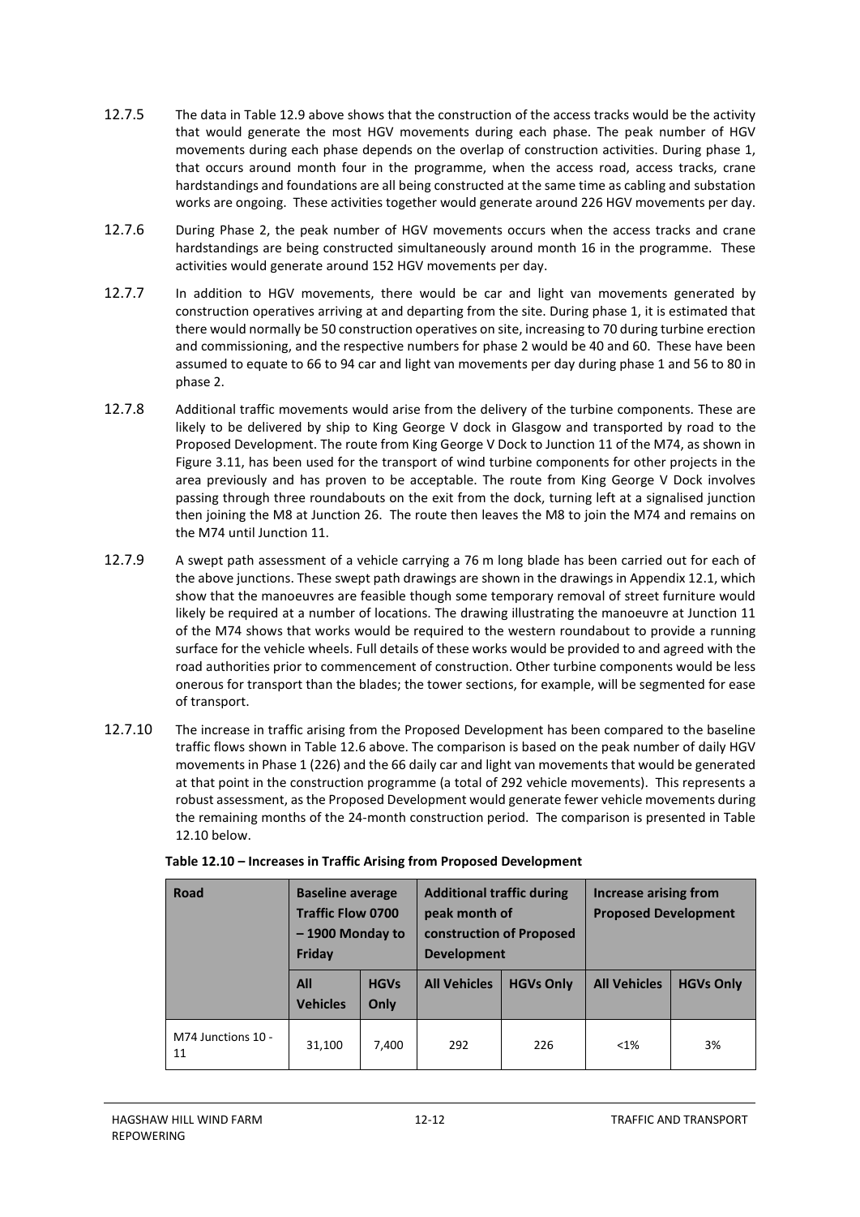12.7.5 The data in Table 12.9 above shows that the construction of the access tracks would be the activity that would generate the most HGV movements during each phase. The peak number of HGV movements during each phase depends on the overlap of construction activities. During phase 1, that occurs around month four in the programme, when the access road, access tracks, crane hardstandings and foundations are all being constructed at the same time as cabling and substation works are ongoing. These activities together would generate around 226 HGV movements per day.

12.7.6 During Phase 2, the peak number of HGV movements occurs when the access tracks and crane hardstandings are being constructed simultaneously around month 16 in the programme. These activities would generate around 152 HGV movements per day.

12.7.7 In addition to HGV movements, there would be car and light van movements generated by construction operatives arriving at and departing from the site. During phase 1, it is estimated that there would normally be 50 construction operatives on site, increasing to 70 during turbine erection and commissioning, and the respective numbers for phase 2 would be 40 and 60. These have been assumed to equate to 66 to 94 car and light van movements per day during phase 1 and 56 to 80 in phase 2.

12.7.8 Additional traffic movements would arise from the delivery of the turbine components. These are likely to be delivered by ship to King George V dock in Glasgow and transported by road to the Proposed Development. The route from King George V Dock to Junction 11 of the M74, as shown in Figure 3.11, has been used for the transport of wind turbine components for other projects in the area previously and has proven to be acceptable. The route from King George V Dock involves passing through three roundabouts on the exit from the dock, turning left at a signalised junction then joining the M8 at Junction 26. The route then leaves the M8 to join the M74 and remains on the M74 until Junction 11.

12.7.9 A swept path assessment of a vehicle carrying a 76 m long blade has been carried out for each of the above junctions. These swept path drawings are shown in the drawings in Appendix 12.1, which show that the manoeuvres are feasible though some temporary removal of street furniture would likely be required at a number of locations. The drawing illustrating the manoeuvre at Junction 11 of the M74 shows that works would be required to the western roundabout to provide a running surface for the vehicle wheels. Full details of these works would be provided to and agreed with the road authorities prior to commencement of construction. Other turbine components would be less onerous for transport than the blades; the tower sections, for example, will be segmented for ease of transport.

12.7.10 The increase in traffic arising from the Proposed Development has been compared to the baseline traffic flows shown in Table 12.6 above. The comparison is based on the peak number of daily HGV movements in Phase 1 (226) and the 66 daily car and light van movements that would be generated at that point in the construction programme (a total of 292 vehicle movements). This represents a robust assessment, as the Proposed Development would generate fewer vehicle movements during the remaining months of the 24-month construction period. The comparison is presented in Table 12.10 below.

**Table 12.10 – Increases in Traffic Arising from Proposed Development**

| Road | Baseline average Traffic Flow 0700 – 1900 Monday to Friday | | Additional traffic during peak month of construction of Proposed Development | | Increase arising from Proposed Development | |
|---|---|---|---|---|---|---|
| | All Vehicles | HGVs Only | All Vehicles | HGVs Only | All Vehicles | HGVs Only |
| M74 Junctions 10 - 11 | 31,100 | 7,400 | 292 | 226 | <1% | 3% |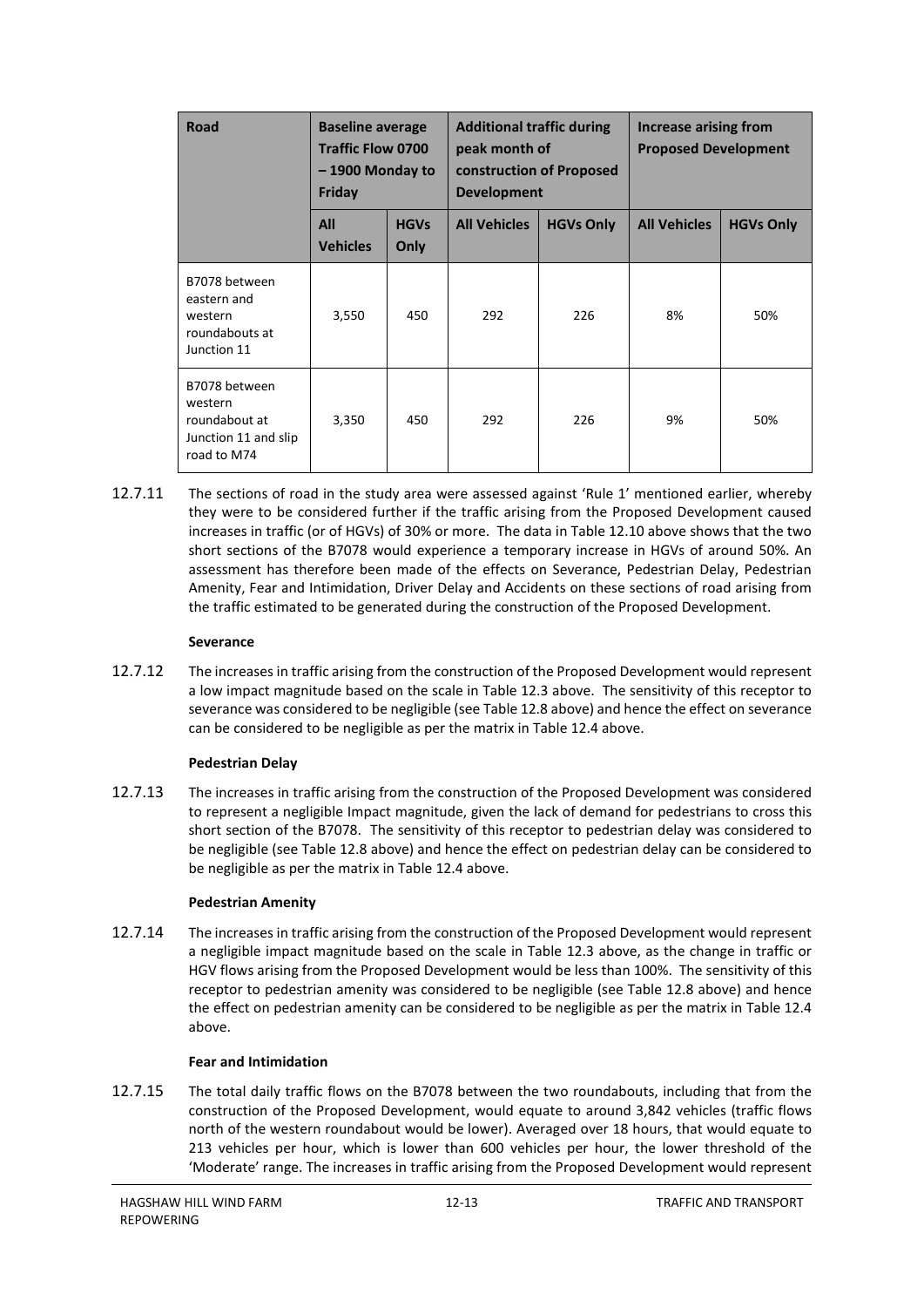| Road | Baseline average Traffic Flow 0700 – 1900 Monday to Friday | | Additional traffic during peak month of construction of Proposed Development | | Increase arising from Proposed Development | |
|---|---|---|---|---|---|---|
| | All Vehicles | HGVs Only | All Vehicles | HGVs Only | All Vehicles | HGVs Only |
| B7078 between eastern and western roundabouts at Junction 11 | 3,550 | 450 | 292 | 226 | 8% | 50% |
| B7078 between western roundabout at Junction 11 and slip road to M74 | 3,350 | 450 | 292 | 226 | 9% | 50% |

12.7.11 The sections of road in the study area were assessed against 'Rule 1' mentioned earlier, whereby they were to be considered further if the traffic arising from the Proposed Development caused increases in traffic (or of HGVs) of 30% or more. The data in Table 12.10 above shows that the two short sections of the B7078 would experience a temporary increase in HGVs of around 50%. An assessment has therefore been made of the effects on Severance, Pedestrian Delay, Pedestrian Amenity, Fear and Intimidation, Driver Delay and Accidents on these sections of road arising from the traffic estimated to be generated during the construction of the Proposed Development.

**Severance**

12.7.12 The increases in traffic arising from the construction of the Proposed Development would represent a low impact magnitude based on the scale in Table 12.3 above. The sensitivity of this receptor to severance was considered to be negligible (see Table 12.8 above) and hence the effect on severance can be considered to be negligible as per the matrix in Table 12.4 above.

**Pedestrian Delay**

12.7.13 The increases in traffic arising from the construction of the Proposed Development was considered to represent a negligible Impact magnitude, given the lack of demand for pedestrians to cross this short section of the B7078. The sensitivity of this receptor to pedestrian delay was considered to be negligible (see Table 12.8 above) and hence the effect on pedestrian delay can be considered to be negligible as per the matrix in Table 12.4 above.

**Pedestrian Amenity**

12.7.14 The increases in traffic arising from the construction of the Proposed Development would represent a negligible impact magnitude based on the scale in Table 12.3 above, as the change in traffic or HGV flows arising from the Proposed Development would be less than 100%. The sensitivity of this receptor to pedestrian amenity was considered to be negligible (see Table 12.8 above) and hence the effect on pedestrian amenity can be considered to be negligible as per the matrix in Table 12.4 above.

**Fear and Intimidation**

12.7.15 The total daily traffic flows on the B7078 between the two roundabouts, including that from the construction of the Proposed Development, would equate to around 3,842 vehicles (traffic flows north of the western roundabout would be lower). Averaged over 18 hours, that would equate to 213 vehicles per hour, which is lower than 600 vehicles per hour, the lower threshold of the 'Moderate' range. The increases in traffic arising from the Proposed Development would represent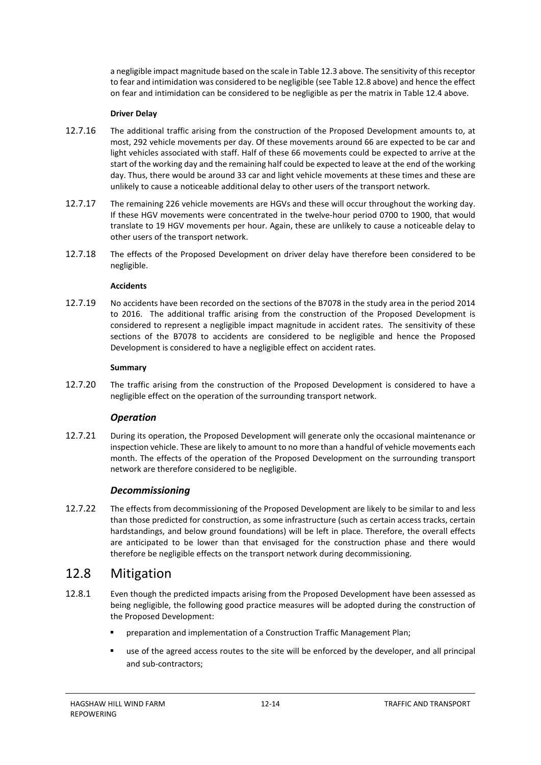a negligible impact magnitude based on the scale in Table 12.3 above. The sensitivity of this receptor to fear and intimidation was considered to be negligible (see Table 12.8 above) and hence the effect on fear and intimidation can be considered to be negligible as per the matrix in Table 12.4 above.

**Driver Delay**

12.7.16 The additional traffic arising from the construction of the Proposed Development amounts to, at most, 292 vehicle movements per day. Of these movements around 66 are expected to be car and light vehicles associated with staff. Half of these 66 movements could be expected to arrive at the start of the working day and the remaining half could be expected to leave at the end of the working day. Thus, there would be around 33 car and light vehicle movements at these times and these are unlikely to cause a noticeable additional delay to other users of the transport network.

12.7.17 The remaining 226 vehicle movements are HGVs and these will occur throughout the working day. If these HGV movements were concentrated in the twelve-hour period 0700 to 1900, that would translate to 19 HGV movements per hour. Again, these are unlikely to cause a noticeable delay to other users of the transport network.

12.7.18 The effects of the Proposed Development on driver delay have therefore been considered to be negligible.

**Accidents**

12.7.19 No accidents have been recorded on the sections of the B7078 in the study area in the period 2014 to 2016. The additional traffic arising from the construction of the Proposed Development is considered to represent a negligible impact magnitude in accident rates. The sensitivity of these sections of the B7078 to accidents are considered to be negligible and hence the Proposed Development is considered to have a negligible effect on accident rates.

**Summary**

12.7.20 The traffic arising from the construction of the Proposed Development is considered to have a negligible effect on the operation of the surrounding transport network.

### *Operation*

12.7.21 During its operation, the Proposed Development will generate only the occasional maintenance or inspection vehicle. These are likely to amount to no more than a handful of vehicle movements each month. The effects of the operation of the Proposed Development on the surrounding transport network are therefore considered to be negligible.

### *Decommissioning*

12.7.22 The effects from decommissioning of the Proposed Development are likely to be similar to and less than those predicted for construction, as some infrastructure (such as certain access tracks, certain hardstandings, and below ground foundations) will be left in place. Therefore, the overall effects are anticipated to be lower than that envisaged for the construction phase and there would therefore be negligible effects on the transport network during decommissioning.

## 12.8 Mitigation

12.8.1 Even though the predicted impacts arising from the Proposed Development have been assessed as being negligible, the following good practice measures will be adopted during the construction of the Proposed Development:

- preparation and implementation of a Construction Traffic Management Plan;
- use of the agreed access routes to the site will be enforced by the developer, and all principal and sub-contractors;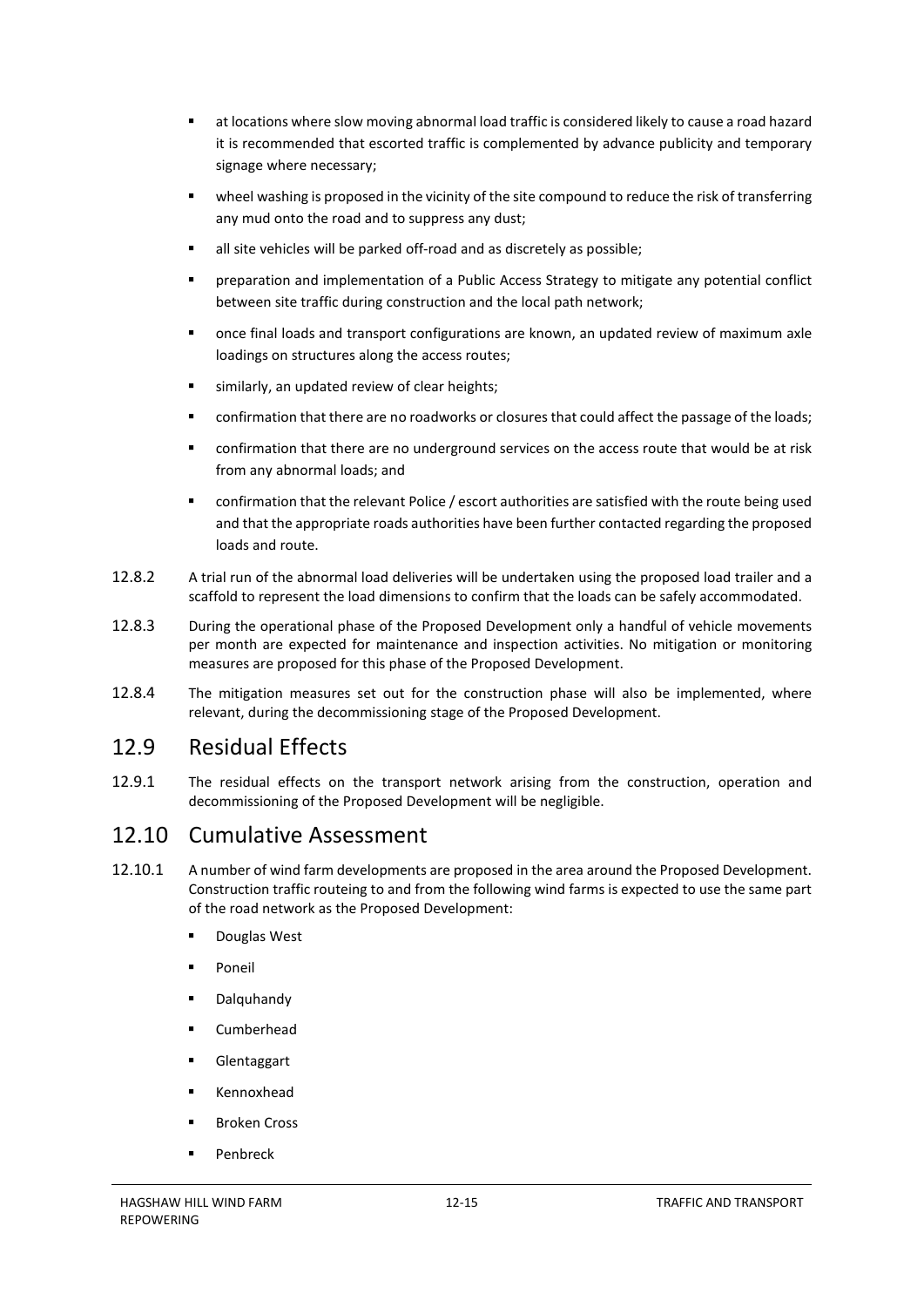- at locations where slow moving abnormal load traffic is considered likely to cause a road hazard it is recommended that escorted traffic is complemented by advance publicity and temporary signage where necessary;
- wheel washing is proposed in the vicinity of the site compound to reduce the risk of transferring any mud onto the road and to suppress any dust;
- all site vehicles will be parked off-road and as discretely as possible;
- preparation and implementation of a Public Access Strategy to mitigate any potential conflict between site traffic during construction and the local path network;
- once final loads and transport configurations are known, an updated review of maximum axle loadings on structures along the access routes;
- similarly, an updated review of clear heights;
- confirmation that there are no roadworks or closures that could affect the passage of the loads;
- confirmation that there are no underground services on the access route that would be at risk from any abnormal loads; and
- confirmation that the relevant Police / escort authorities are satisfied with the route being used and that the appropriate roads authorities have been further contacted regarding the proposed loads and route.

12.8.2 A trial run of the abnormal load deliveries will be undertaken using the proposed load trailer and a scaffold to represent the load dimensions to confirm that the loads can be safely accommodated.

12.8.3 During the operational phase of the Proposed Development only a handful of vehicle movements per month are expected for maintenance and inspection activities. No mitigation or monitoring measures are proposed for this phase of the Proposed Development.

12.8.4 The mitigation measures set out for the construction phase will also be implemented, where relevant, during the decommissioning stage of the Proposed Development.

## 12.9 Residual Effects

12.9.1 The residual effects on the transport network arising from the construction, operation and decommissioning of the Proposed Development will be negligible.

## 12.10 Cumulative Assessment

12.10.1 A number of wind farm developments are proposed in the area around the Proposed Development. Construction traffic routeing to and from the following wind farms is expected to use the same part of the road network as the Proposed Development:

- Douglas West
- Poneil
- Dalquhandy
- Cumberhead
- Glentaggart
- Kennoxhead
- Broken Cross
- Penbreck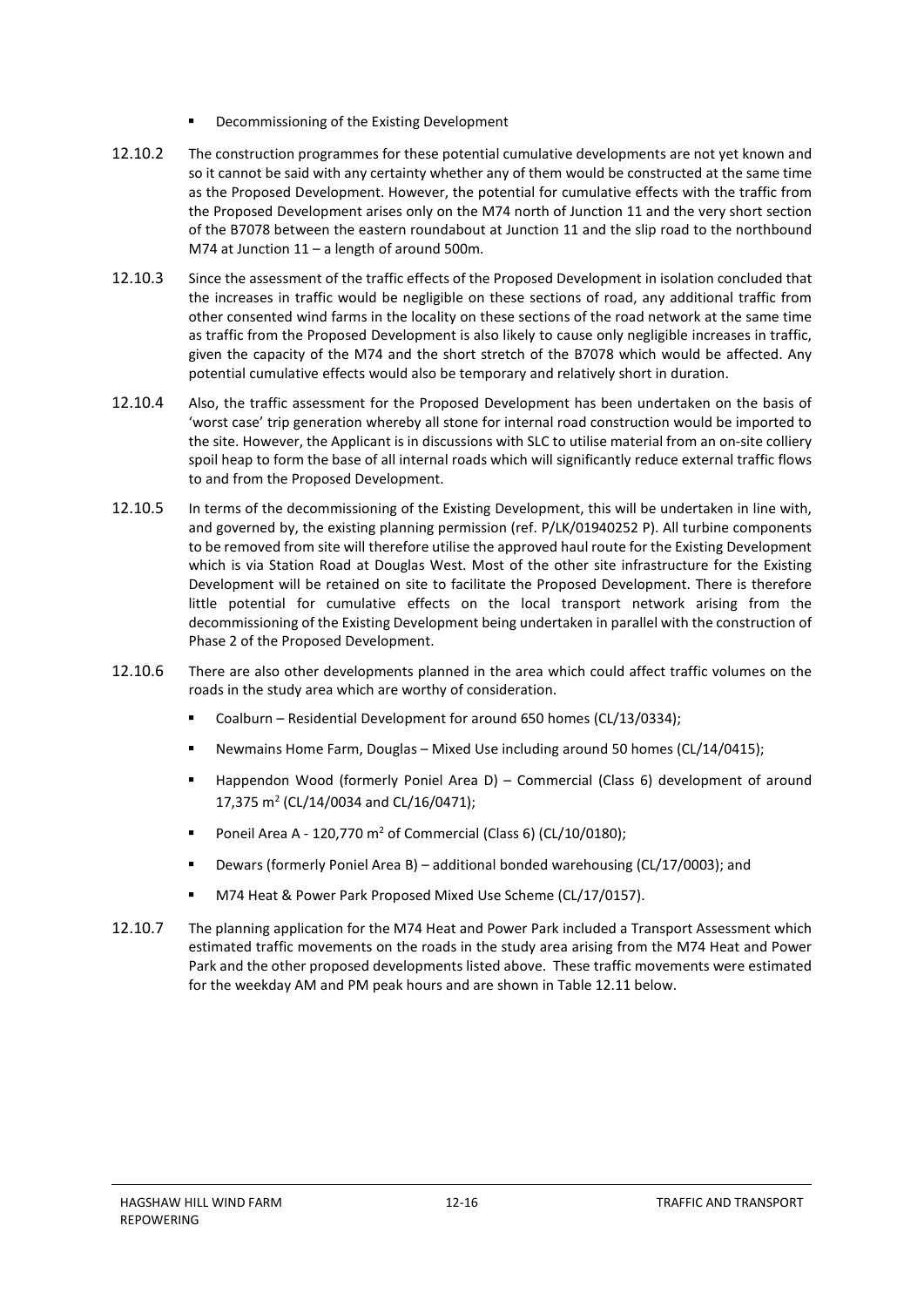- Decommissioning of the Existing Development

12.10.2 The construction programmes for these potential cumulative developments are not yet known and so it cannot be said with any certainty whether any of them would be constructed at the same time as the Proposed Development. However, the potential for cumulative effects with the traffic from the Proposed Development arises only on the M74 north of Junction 11 and the very short section of the B7078 between the eastern roundabout at Junction 11 and the slip road to the northbound M74 at Junction 11 – a length of around 500m.

12.10.3 Since the assessment of the traffic effects of the Proposed Development in isolation concluded that the increases in traffic would be negligible on these sections of road, any additional traffic from other consented wind farms in the locality on these sections of the road network at the same time as traffic from the Proposed Development is also likely to cause only negligible increases in traffic, given the capacity of the M74 and the short stretch of the B7078 which would be affected. Any potential cumulative effects would also be temporary and relatively short in duration.

12.10.4 Also, the traffic assessment for the Proposed Development has been undertaken on the basis of 'worst case' trip generation whereby all stone for internal road construction would be imported to the site. However, the Applicant is in discussions with SLC to utilise material from an on-site colliery spoil heap to form the base of all internal roads which will significantly reduce external traffic flows to and from the Proposed Development.

12.10.5 In terms of the decommissioning of the Existing Development, this will be undertaken in line with, and governed by, the existing planning permission (ref. P/LK/01940252 P). All turbine components to be removed from site will therefore utilise the approved haul route for the Existing Development which is via Station Road at Douglas West. Most of the other site infrastructure for the Existing Development will be retained on site to facilitate the Proposed Development. There is therefore little potential for cumulative effects on the local transport network arising from the decommissioning of the Existing Development being undertaken in parallel with the construction of Phase 2 of the Proposed Development.

12.10.6 There are also other developments planned in the area which could affect traffic volumes on the roads in the study area which are worthy of consideration.

- Coalburn – Residential Development for around 650 homes (CL/13/0334);
- Newmains Home Farm, Douglas – Mixed Use including around 50 homes (CL/14/0415);
- Happendon Wood (formerly Poniel Area D) – Commercial (Class 6) development of around 17,375 m$^2$ (CL/14/0034 and CL/16/0471);
- Poneil Area A - 120,770 m$^2$ of Commercial (Class 6) (CL/10/0180);
- Dewars (formerly Poniel Area B) – additional bonded warehousing (CL/17/0003); and
- M74 Heat & Power Park Proposed Mixed Use Scheme (CL/17/0157).

12.10.7 The planning application for the M74 Heat and Power Park included a Transport Assessment which estimated traffic movements on the roads in the study area arising from the M74 Heat and Power Park and the other proposed developments listed above. These traffic movements were estimated for the weekday AM and PM peak hours and are shown in Table 12.11 below.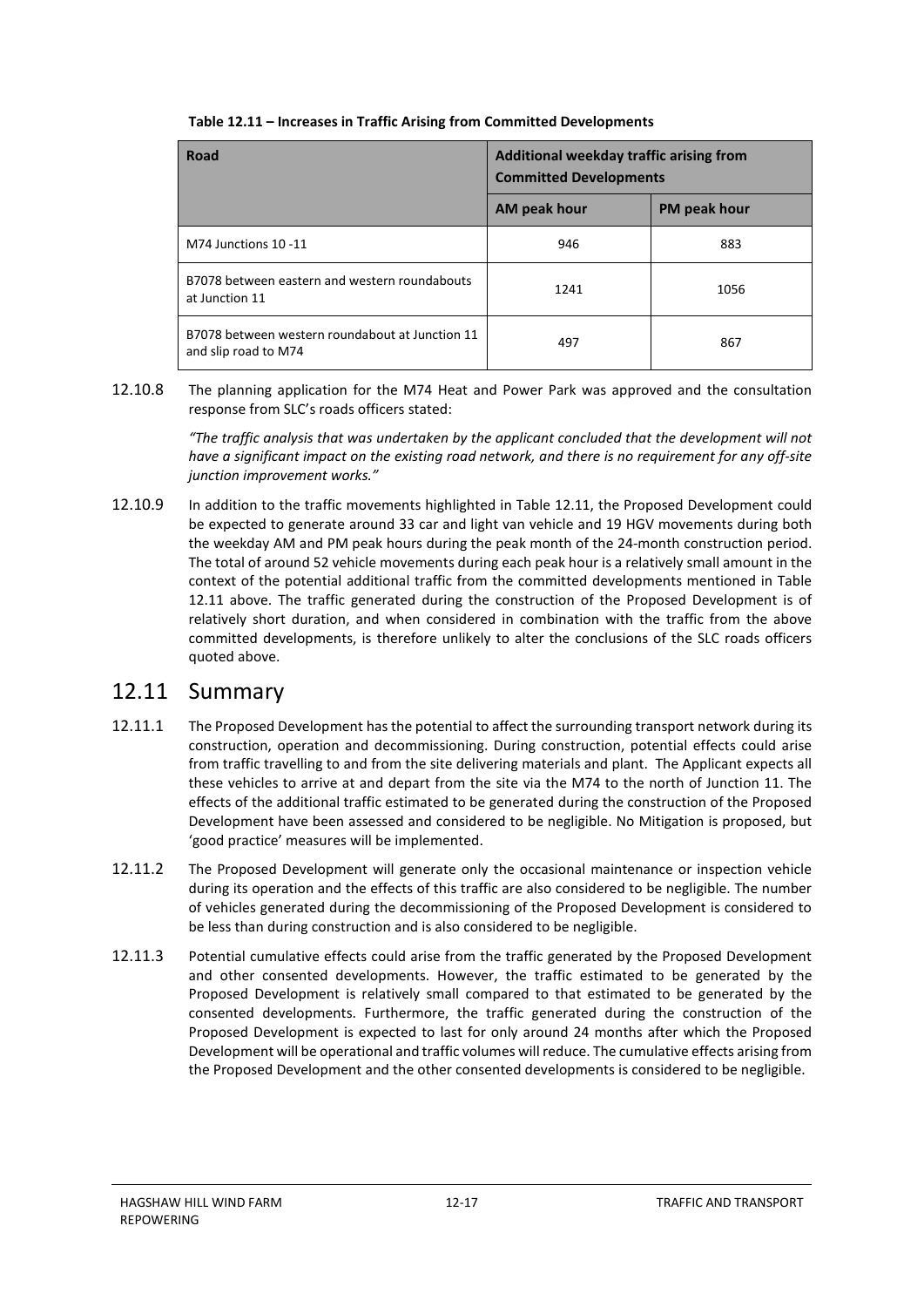**Table 12.11 – Increases in Traffic Arising from Committed Developments**

| Road | Additional weekday traffic arising from Committed Developments | |
|---|---|---|
| | AM peak hour | PM peak hour |
| M74 Junctions 10 -11 | 946 | 883 |
| B7078 between eastern and western roundabouts at Junction 11 | 1241 | 1056 |
| B7078 between western roundabout at Junction 11 and slip road to M74 | 497 | 867 |

12.10.8 The planning application for the M74 Heat and Power Park was approved and the consultation response from SLC's roads officers stated:

> *"The traffic analysis that was undertaken by the applicant concluded that the development will not have a significant impact on the existing road network, and there is no requirement for any off-site junction improvement works."*

12.10.9 In addition to the traffic movements highlighted in Table 12.11, the Proposed Development could be expected to generate around 33 car and light van vehicle and 19 HGV movements during both the weekday AM and PM peak hours during the peak month of the 24-month construction period. The total of around 52 vehicle movements during each peak hour is a relatively small amount in the context of the potential additional traffic from the committed developments mentioned in Table 12.11 above. The traffic generated during the construction of the Proposed Development is of relatively short duration, and when considered in combination with the traffic from the above committed developments, is therefore unlikely to alter the conclusions of the SLC roads officers quoted above.

## 12.11 Summary

12.11.1 The Proposed Development has the potential to affect the surrounding transport network during its construction, operation and decommissioning. During construction, potential effects could arise from traffic travelling to and from the site delivering materials and plant. The Applicant expects all these vehicles to arrive at and depart from the site via the M74 to the north of Junction 11. The effects of the additional traffic estimated to be generated during the construction of the Proposed Development have been assessed and considered to be negligible. No Mitigation is proposed, but 'good practice' measures will be implemented.

12.11.2 The Proposed Development will generate only the occasional maintenance or inspection vehicle during its operation and the effects of this traffic are also considered to be negligible. The number of vehicles generated during the decommissioning of the Proposed Development is considered to be less than during construction and is also considered to be negligible.

12.11.3 Potential cumulative effects could arise from the traffic generated by the Proposed Development and other consented developments. However, the traffic estimated to be generated by the Proposed Development is relatively small compared to that estimated to be generated by the consented developments. Furthermore, the traffic generated during the construction of the Proposed Development is expected to last for only around 24 months after which the Proposed Development will be operational and traffic volumes will reduce. The cumulative effects arising from the Proposed Development and the other consented developments is considered to be negligible.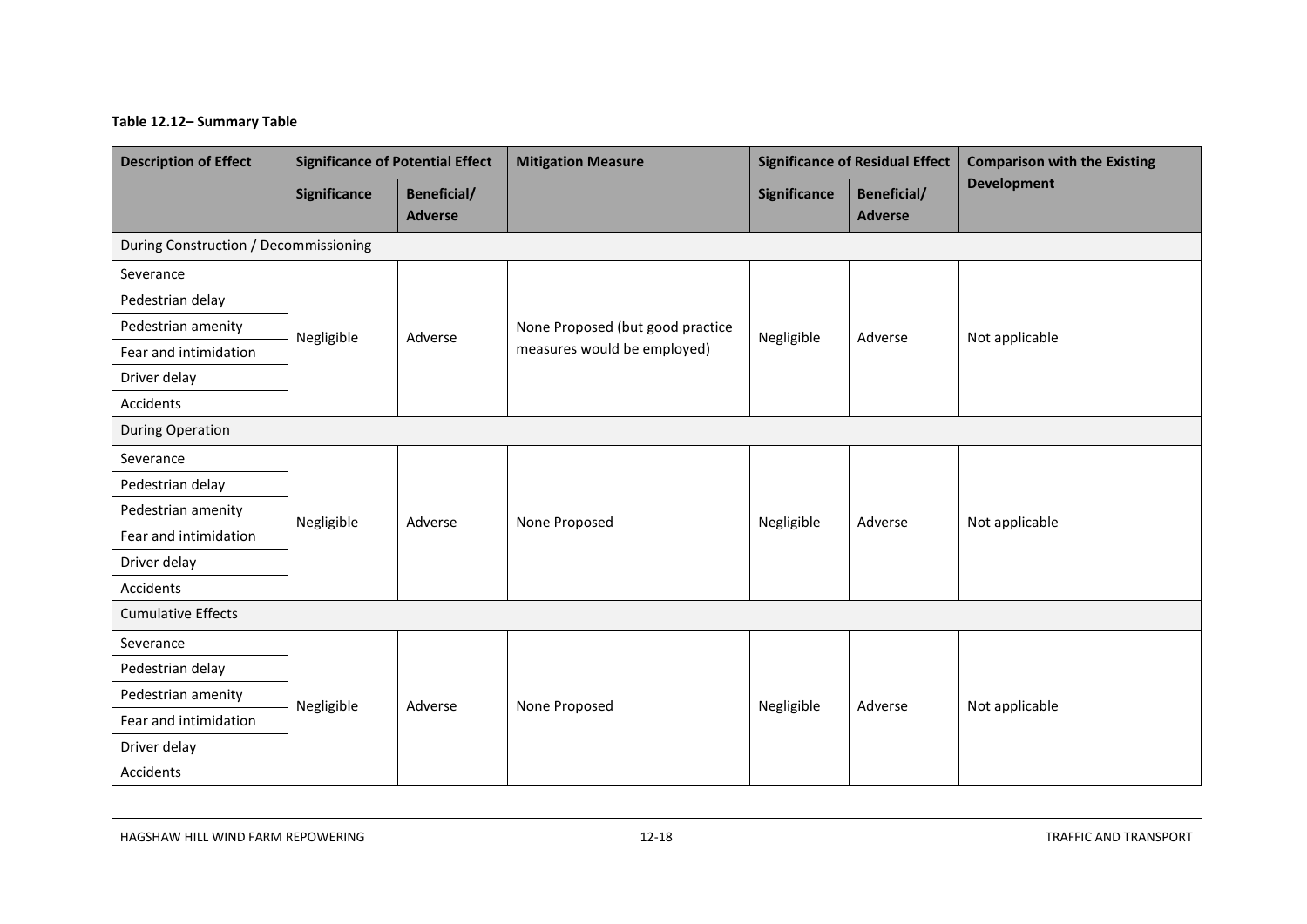**Table 12.12– Summary Table**

| Description of Effect | Significance of Potential Effect | | Mitigation Measure | Significance of Residual Effect | | Comparison with the Existing Development |
|---|---|---|---|---|---|---|
| | Significance | Beneficial/ Adverse | | Significance | Beneficial/ Adverse | |
| During Construction / Decommissioning | | | | | | |
| Severance | Negligible | Adverse | None Proposed (but good practice measures would be employed) | Negligible | Adverse | Not applicable |
| Pedestrian delay | | | | | | |
| Pedestrian amenity | | | | | | |
| Fear and intimidation | | | | | | |
| Driver delay | | | | | | |
| Accidents | | | | | | |
| During Operation | | | | | | |
| Severance | Negligible | Adverse | None Proposed | Negligible | Adverse | Not applicable |
| Pedestrian delay | | | | | | |
| Pedestrian amenity | | | | | | |
| Fear and intimidation | | | | | | |
| Driver delay | | | | | | |
| Accidents | | | | | | |
| Cumulative Effects | | | | | | |
| Severance | Negligible | Adverse | None Proposed | Negligible | Adverse | Not applicable |
| Pedestrian delay | | | | | | |
| Pedestrian amenity | | | | | | |
| Fear and intimidation | | | | | | |
| Driver delay | | | | | | |
| Accidents | | | | | | |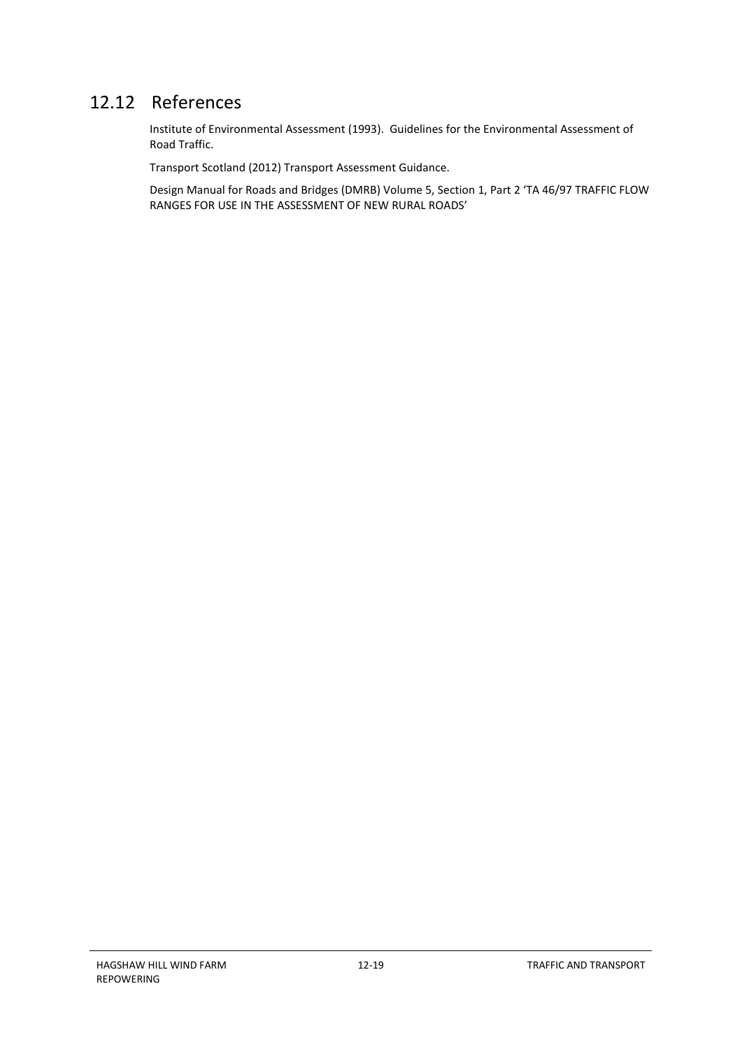## 12.12 References

Institute of Environmental Assessment (1993). Guidelines for the Environmental Assessment of Road Traffic.

Transport Scotland (2012) Transport Assessment Guidance.

Design Manual for Roads and Bridges (DMRB) Volume 5, Section 1, Part 2 'TA 46/97 TRAFFIC FLOW RANGES FOR USE IN THE ASSESSMENT OF NEW RURAL ROADS'